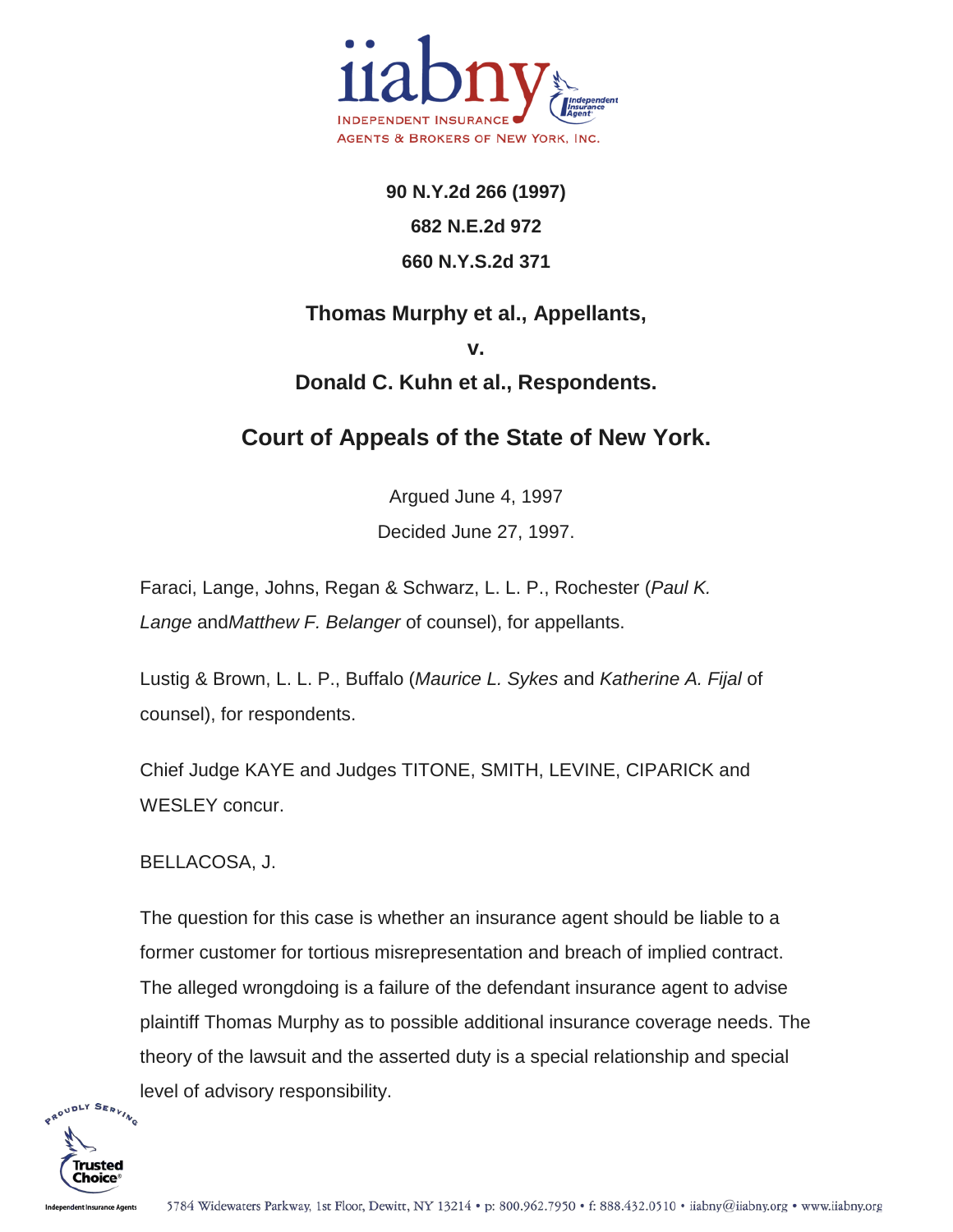**90 N.Y.2d 266 (1997)**

**682 N.E.2d 972**

**660 N.Y.S.2d 371**

## Thomas Murphy et al., Appellants,

## v.

## Donald C. Kuhn et al., Respondents.

# Court of Appeals of the State of New York.

Argued June 4, 1997

Decided June 27, 1997.

Faraci, Lange, Johns, Regan & Schwarz, L. L. P., Rochester (*Paul K. Lange* and *Matthew F. Belanger* of counsel), for appellants.

Lustig & Brown, L. L. P., Buffalo (*Maurice L. Sykes* and *Katherine A. Fijal* of counsel), for respondents.

Chief Judge KAYE and Judges TITONE, SMITH, LEVINE, CIPARICK and WESLEY concur.

BELLACOSA, J.

The question for this case is whether an insurance agent should be liable to a former customer for tortious misrepresentation and breach of implied contract. The alleged wrongdoing is a failure of the defendant insurance agent to advise plaintiff Thomas Murphy as to possible additional insurance coverage needs. The theory of the lawsuit and the asserted duty is a special relationship and special level of advisory responsibility.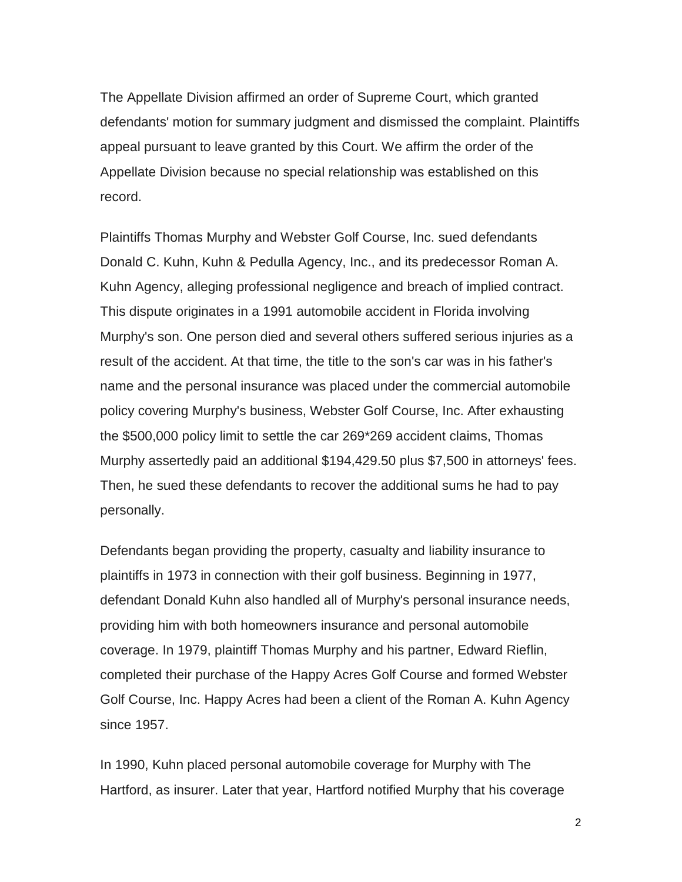The Appellate Division affirmed an order of Supreme Court, which granted defendants' motion for summary judgment and dismissed the complaint. Plaintiffs appeal pursuant to leave granted by this Court. We affirm the order of the Appellate Division because no special relationship was established on this record.

Plaintiffs Thomas Murphy and Webster Golf Course, Inc. sued defendants Donald C. Kuhn, Kuhn & Pedulla Agency, Inc., and its predecessor Roman A. Kuhn Agency, alleging professional negligence and breach of implied contract. This dispute originates in a 1991 automobile accident in Florida involving Murphy's son. One person died and several others suffered serious injuries as a result of the accident. At that time, the title to the son's car was in his father's name and the personal insurance was placed under the commercial automobile policy covering Murphy's business, Webster Golf Course, Inc. After exhausting the $500,000 policy limit to settle the car 269*269 accident claims, Thomas Murphy assertedly paid an additional $194,429.50 plus $7,500 in attorneys' fees. Then, he sued these defendants to recover the additional sums he had to pay personally.

Defendants began providing the property, casualty and liability insurance to plaintiffs in 1973 in connection with their golf business. Beginning in 1977, defendant Donald Kuhn also handled all of Murphy's personal insurance needs, providing him with both homeowners insurance and personal automobile coverage. In 1979, plaintiff Thomas Murphy and his partner, Edward Rieflin, completed their purchase of the Happy Acres Golf Course and formed Webster Golf Course, Inc. Happy Acres had been a client of the Roman A. Kuhn Agency since 1957.

In 1990, Kuhn placed personal automobile coverage for Murphy with The Hartford, as insurer. Later that year, Hartford notified Murphy that his coverage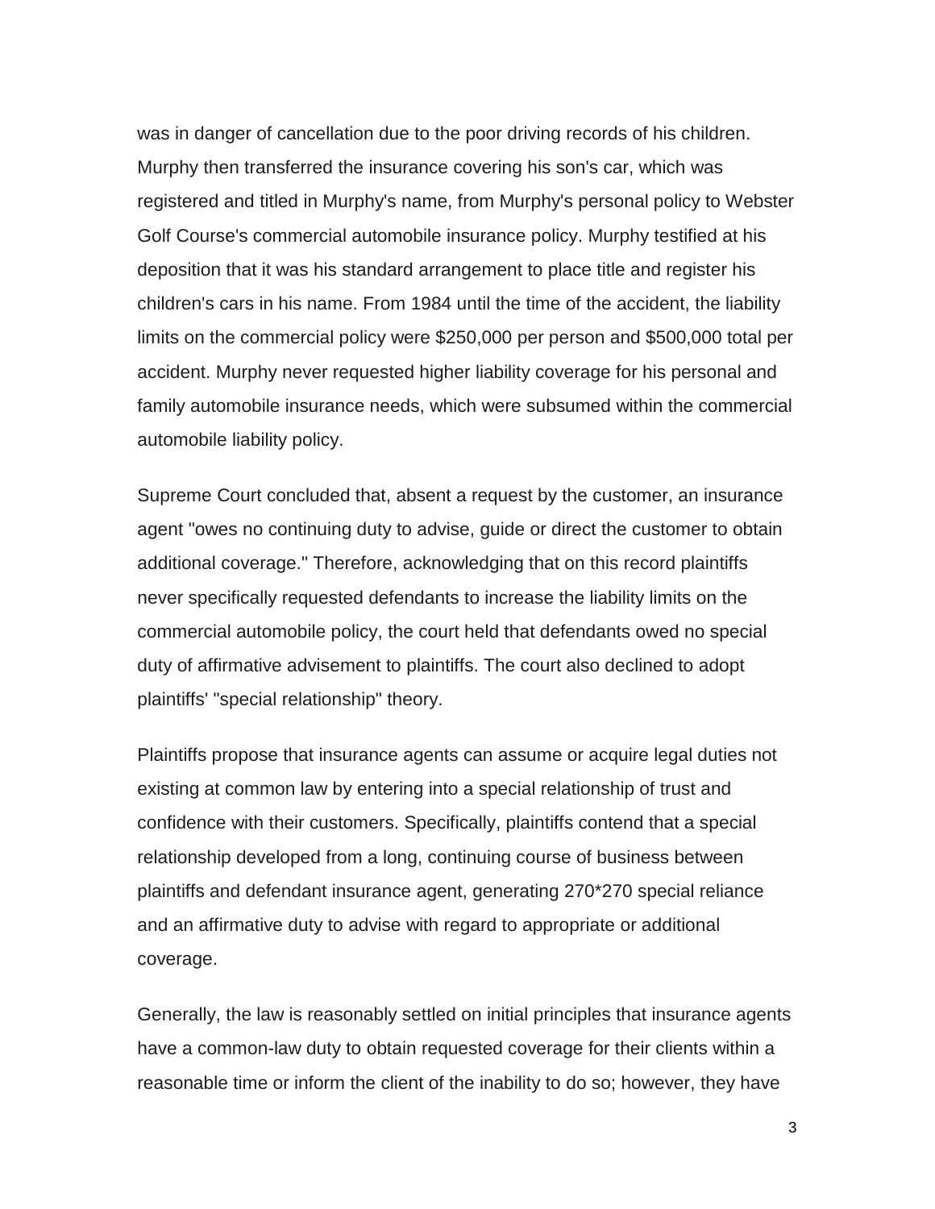was in danger of cancellation due to the poor driving records of his children. Murphy then transferred the insurance covering his son's car, which was registered and titled in Murphy's name, from Murphy's personal policy to Webster Golf Course's commercial automobile insurance policy. Murphy testified at his deposition that it was his standard arrangement to place title and register his children's cars in his name. From 1984 until the time of the accident, the liability limits on the commercial policy were $250,000 per person and $500,000 total per accident. Murphy never requested higher liability coverage for his personal and family automobile insurance needs, which were subsumed within the commercial automobile liability policy.

Supreme Court concluded that, absent a request by the customer, an insurance agent "owes no continuing duty to advise, guide or direct the customer to obtain additional coverage." Therefore, acknowledging that on this record plaintiffs never specifically requested defendants to increase the liability limits on the commercial automobile policy, the court held that defendants owed no special duty of affirmative advisement to plaintiffs. The court also declined to adopt plaintiffs' "special relationship" theory.

Plaintiffs propose that insurance agents can assume or acquire legal duties not existing at common law by entering into a special relationship of trust and confidence with their customers. Specifically, plaintiffs contend that a special relationship developed from a long, continuing course of business between plaintiffs and defendant insurance agent, generating 270*270 special reliance and an affirmative duty to advise with regard to appropriate or additional coverage.

Generally, the law is reasonably settled on initial principles that insurance agents have a common-law duty to obtain requested coverage for their clients within a reasonable time or inform the client of the inability to do so; however, they have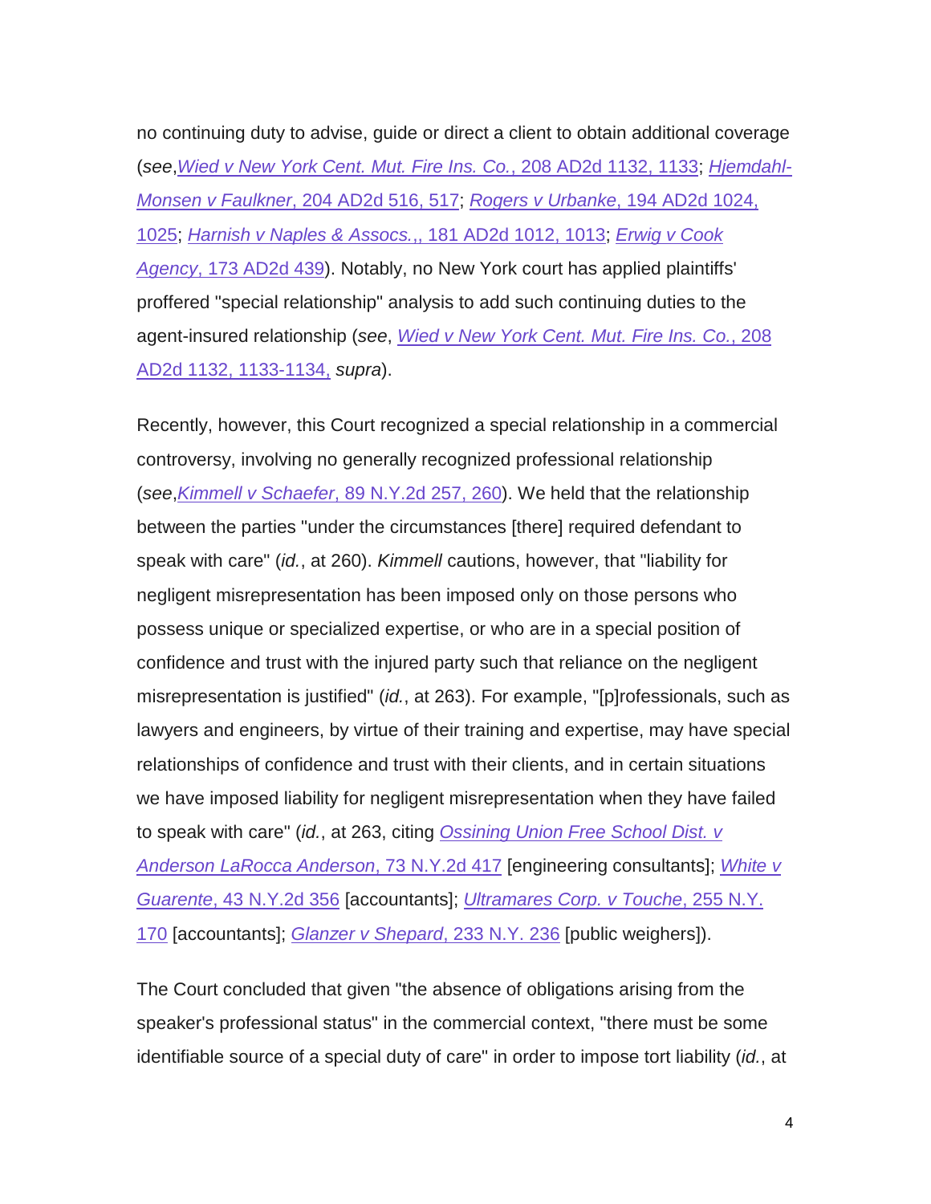no continuing duty to advise, guide or direct a client to obtain additional coverage (*see*,*Wied v New York Cent. Mut. Fire Ins. Co.*, 208 AD2d 1132, 1133; *Hjemdahl-Monsen v Faulkner*, 204 AD2d 516, 517; *Rogers v Urbanke*, 194 AD2d 1024, 1025; *Harnish v Naples & Assocs.*,, 181 AD2d 1012, 1013; *Erwig v Cook Agency*, 173 AD2d 439). Notably, no New York court has applied plaintiffs' proffered "special relationship" analysis to add such continuing duties to the agent-insured relationship (*see*, *Wied v New York Cent. Mut. Fire Ins. Co.*, 208 AD2d 1132, 1133-1134, *supra*).

Recently, however, this Court recognized a special relationship in a commercial controversy, involving no generally recognized professional relationship (*see*,*Kimmell v Schaefer*, 89 N.Y.2d 257, 260). We held that the relationship between the parties "under the circumstances [there] required defendant to speak with care" (*id.*, at 260). *Kimmell* cautions, however, that "liability for negligent misrepresentation has been imposed only on those persons who possess unique or specialized expertise, or who are in a special position of confidence and trust with the injured party such that reliance on the negligent misrepresentation is justified" (*id.*, at 263). For example, "[p]rofessionals, such as lawyers and engineers, by virtue of their training and expertise, may have special relationships of confidence and trust with their clients, and in certain situations we have imposed liability for negligent misrepresentation when they have failed to speak with care" (*id.*, at 263, citing *Ossining Union Free School Dist. v Anderson LaRocca Anderson*, 73 N.Y.2d 417 [engineering consultants]; *White v Guarente*, 43 N.Y.2d 356 [accountants]; *Ultramares Corp. v Touche*, 255 N.Y. 170 [accountants]; *Glanzer v Shepard*, 233 N.Y. 236 [public weighers]).

The Court concluded that given "the absence of obligations arising from the speaker's professional status" in the commercial context, "there must be some identifiable source of a special duty of care" in order to impose tort liability (*id.*, at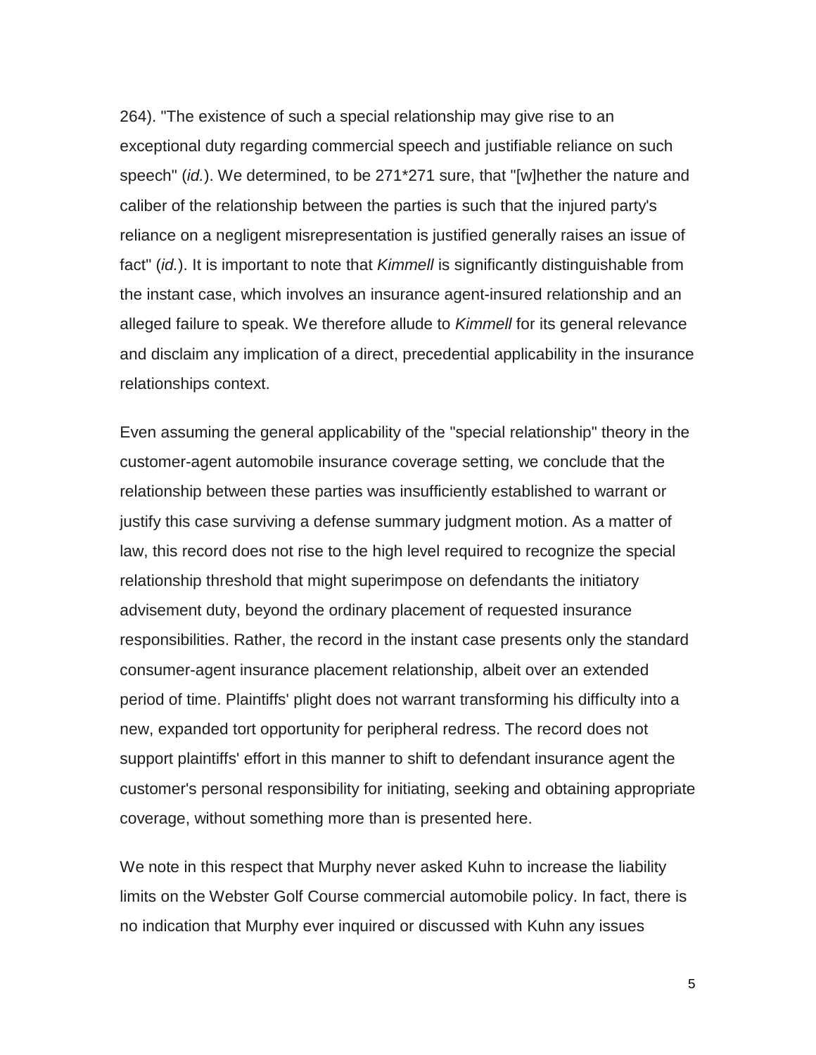264). "The existence of such a special relationship may give rise to an exceptional duty regarding commercial speech and justifiable reliance on such speech" (*id.*). We determined, to be 271*271 sure, that "[w]hether the nature and caliber of the relationship between the parties is such that the injured party's reliance on a negligent misrepresentation is justified generally raises an issue of fact" (*id.*). It is important to note that *Kimmell* is significantly distinguishable from the instant case, which involves an insurance agent-insured relationship and an alleged failure to speak. We therefore allude to *Kimmell* for its general relevance and disclaim any implication of a direct, precedential applicability in the insurance relationships context.

Even assuming the general applicability of the "special relationship" theory in the customer-agent automobile insurance coverage setting, we conclude that the relationship between these parties was insufficiently established to warrant or justify this case surviving a defense summary judgment motion. As a matter of law, this record does not rise to the high level required to recognize the special relationship threshold that might superimpose on defendants the initiatory advisement duty, beyond the ordinary placement of requested insurance responsibilities. Rather, the record in the instant case presents only the standard consumer-agent insurance placement relationship, albeit over an extended period of time. Plaintiffs' plight does not warrant transforming his difficulty into a new, expanded tort opportunity for peripheral redress. The record does not support plaintiffs' effort in this manner to shift to defendant insurance agent the customer's personal responsibility for initiating, seeking and obtaining appropriate coverage, without something more than is presented here.

We note in this respect that Murphy never asked Kuhn to increase the liability limits on the Webster Golf Course commercial automobile policy. In fact, there is no indication that Murphy ever inquired or discussed with Kuhn any issues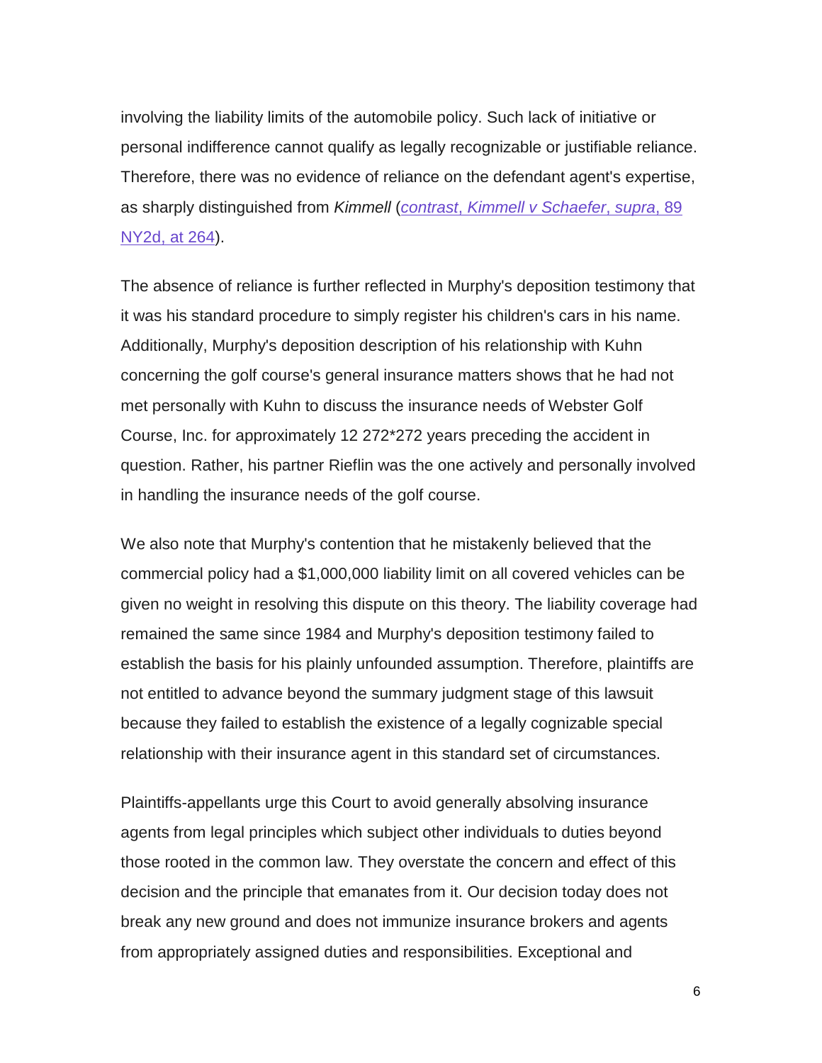involving the liability limits of the automobile policy. Such lack of initiative or personal indifference cannot qualify as legally recognizable or justifiable reliance. Therefore, there was no evidence of reliance on the defendant agent's expertise, as sharply distinguished from *Kimmell* (*contrast*, *Kimmell v Schaefer*, *supra*, 89 NY2d, at 264).

The absence of reliance is further reflected in Murphy's deposition testimony that it was his standard procedure to simply register his children's cars in his name. Additionally, Murphy's deposition description of his relationship with Kuhn concerning the golf course's general insurance matters shows that he had not met personally with Kuhn to discuss the insurance needs of Webster Golf Course, Inc. for approximately 12 272*272 years preceding the accident in question. Rather, his partner Rieflin was the one actively and personally involved in handling the insurance needs of the golf course.

We also note that Murphy's contention that he mistakenly believed that the commercial policy had a $1,000,000 liability limit on all covered vehicles can be given no weight in resolving this dispute on this theory. The liability coverage had remained the same since 1984 and Murphy's deposition testimony failed to establish the basis for his plainly unfounded assumption. Therefore, plaintiffs are not entitled to advance beyond the summary judgment stage of this lawsuit because they failed to establish the existence of a legally cognizable special relationship with their insurance agent in this standard set of circumstances.

Plaintiffs-appellants urge this Court to avoid generally absolving insurance agents from legal principles which subject other individuals to duties beyond those rooted in the common law. They overstate the concern and effect of this decision and the principle that emanates from it. Our decision today does not break any new ground and does not immunize insurance brokers and agents from appropriately assigned duties and responsibilities. Exceptional and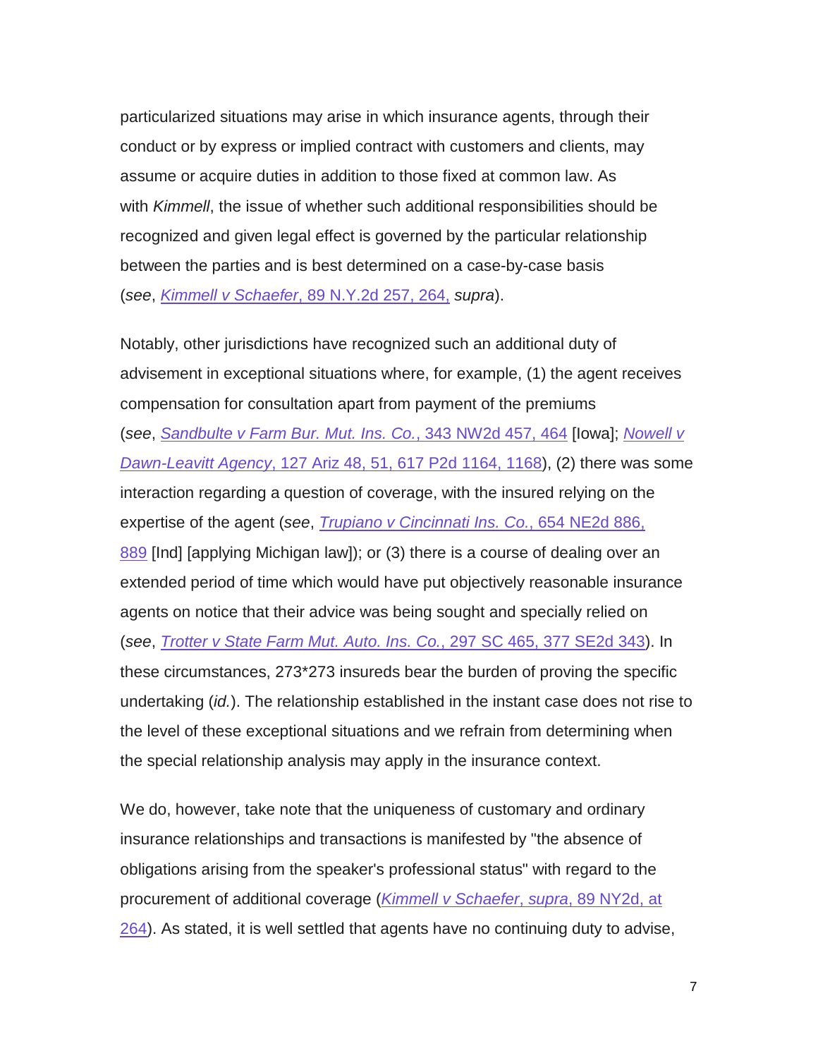particularized situations may arise in which insurance agents, through their conduct or by express or implied contract with customers and clients, may assume or acquire duties in addition to those fixed at common law. As with *Kimmell*, the issue of whether such additional responsibilities should be recognized and given legal effect is governed by the particular relationship between the parties and is best determined on a case-by-case basis (*see*, *Kimmell v Schaefer*, 89 N.Y.2d 257, 264, *supra*).

Notably, other jurisdictions have recognized such an additional duty of advisement in exceptional situations where, for example, (1) the agent receives compensation for consultation apart from payment of the premiums (*see*, *Sandbulte v Farm Bur. Mut. Ins. Co.*, 343 NW2d 457, 464 [Iowa]; *Nowell v Dawn-Leavitt Agency*, 127 Ariz 48, 51, 617 P2d 1164, 1168), (2) there was some interaction regarding a question of coverage, with the insured relying on the expertise of the agent (*see*, *Trupiano v Cincinnati Ins. Co.*, 654 NE2d 886, 889 [Ind] [applying Michigan law]); or (3) there is a course of dealing over an extended period of time which would have put objectively reasonable insurance agents on notice that their advice was being sought and specially relied on (*see*, *Trotter v State Farm Mut. Auto. Ins. Co.*, 297 SC 465, 377 SE2d 343). In these circumstances, 273*273 insureds bear the burden of proving the specific undertaking (*id.*). The relationship established in the instant case does not rise to the level of these exceptional situations and we refrain from determining when the special relationship analysis may apply in the insurance context.

We do, however, take note that the uniqueness of customary and ordinary insurance relationships and transactions is manifested by "the absence of obligations arising from the speaker's professional status" with regard to the procurement of additional coverage (*Kimmell v Schaefer*, *supra*, 89 NY2d, at 264). As stated, it is well settled that agents have no continuing duty to advise,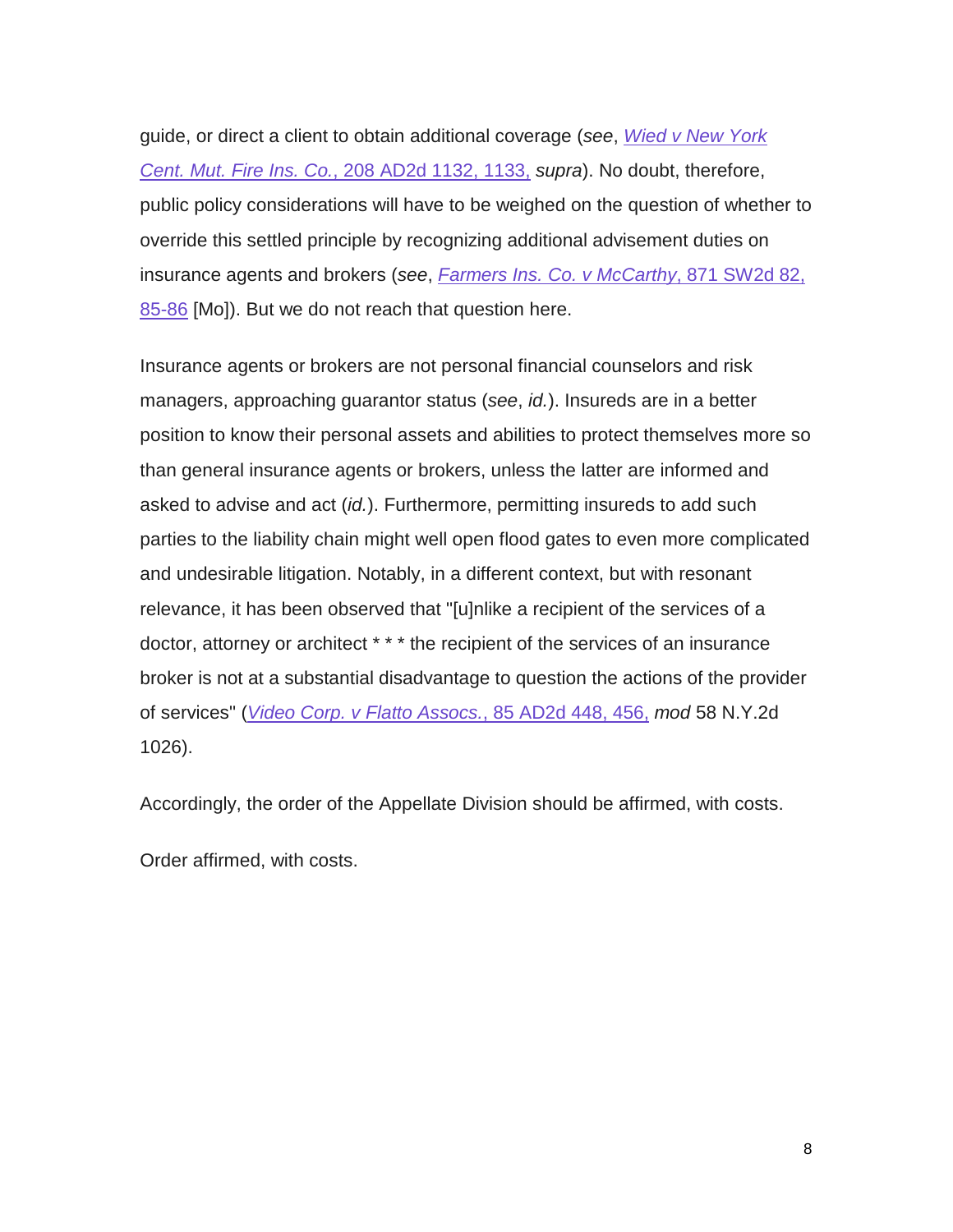guide, or direct a client to obtain additional coverage (*see*, *Wied v New York Cent. Mut. Fire Ins. Co.*, 208 AD2d 1132, 1133, *supra*). No doubt, therefore, public policy considerations will have to be weighed on the question of whether to override this settled principle by recognizing additional advisement duties on insurance agents and brokers (*see*, *Farmers Ins. Co. v McCarthy*, 871 SW2d 82, 85-86 [Mo]). But we do not reach that question here.

Insurance agents or brokers are not personal financial counselors and risk managers, approaching guarantor status (*see*, *id.*). Insureds are in a better position to know their personal assets and abilities to protect themselves more so than general insurance agents or brokers, unless the latter are informed and asked to advise and act (*id.*). Furthermore, permitting insureds to add such parties to the liability chain might well open flood gates to even more complicated and undesirable litigation. Notably, in a different context, but with resonant relevance, it has been observed that "[u]nlike a recipient of the services of a doctor, attorney or architect * * * the recipient of the services of an insurance broker is not at a substantial disadvantage to question the actions of the provider of services" (*Video Corp. v Flatto Assocs.*, 85 AD2d 448, 456, *mod* 58 N.Y.2d 1026).

Accordingly, the order of the Appellate Division should be affirmed, with costs.

Order affirmed, with costs.